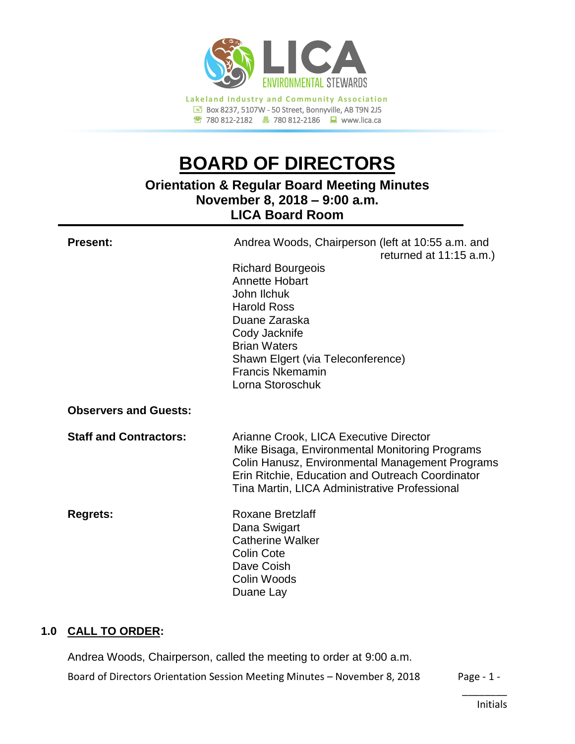LICA ENVIRONMENTAL STEWARDS

Lakeland Industry and Community Association
Box 8237, 5107W - 50 Street, Bonnyville, AB T9N 2J5
780 812-2182   780 812-2186   www.lica.ca

# BOARD OF DIRECTORS

## Orientation & Regular Board Meeting Minutes
## November 8, 2018 – 9:00 a.m.
## LICA Board Room

**Present:**
Andrea Woods, Chairperson (left at 10:55 a.m. and returned at 11:15 a.m.)
Richard Bourgeois
Annette Hobart
John Ilchuk
Harold Ross
Duane Zaraska
Cody Jacknife
Brian Waters
Shawn Elgert (via Teleconference)
Francis Nkemamin
Lorna Storoschuk

**Observers and Guests:**

**Staff and Contractors:**
Arianne Crook, LICA Executive Director
Mike Bisaga, Environmental Monitoring Programs
Colin Hanusz, Environmental Management Programs
Erin Ritchie, Education and Outreach Coordinator
Tina Martin, LICA Administrative Professional

**Regrets:**
Roxane Bretzlaff
Dana Swigart
Catherine Walker
Colin Cote
Dave Coish
Colin Woods
Duane Lay

## 1.0 CALL TO ORDER:

Andrea Woods, Chairperson, called the meeting to order at 9:00 a.m.

________
Initials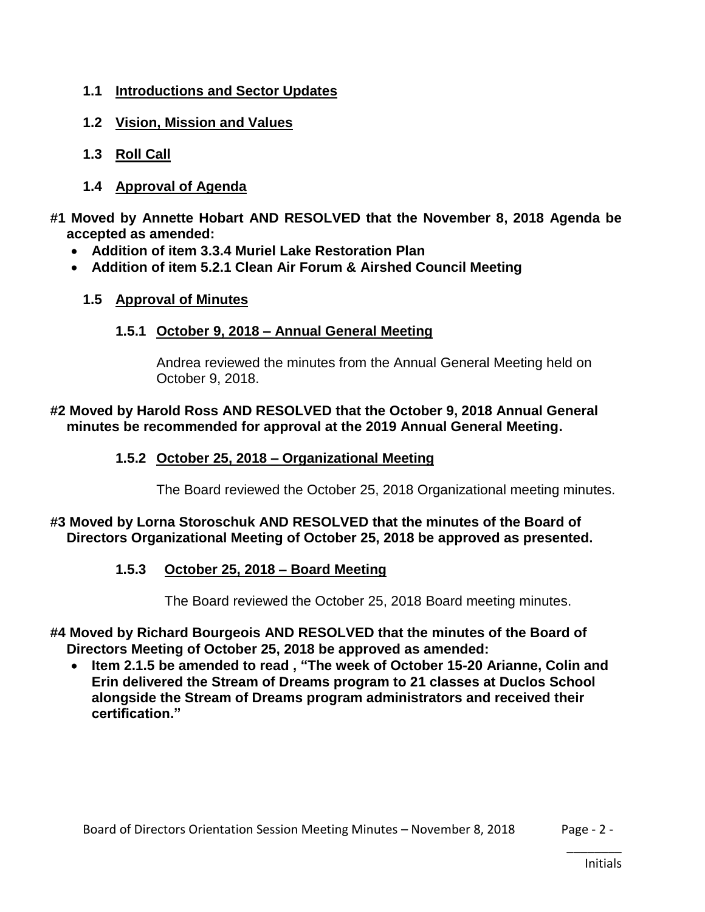### 1.1 Introductions and Sector Updates

### 1.2 Vision, Mission and Values

### 1.3 Roll Call

### 1.4 Approval of Agenda

**#1 Moved by Annette Hobart AND RESOLVED that the November 8, 2018 Agenda be accepted as amended:**

- **Addition of item 3.3.4 Muriel Lake Restoration Plan**
- **Addition of item 5.2.1 Clean Air Forum & Airshed Council Meeting**

### 1.5 Approval of Minutes

#### 1.5.1 October 9, 2018 – Annual General Meeting

Andrea reviewed the minutes from the Annual General Meeting held on October 9, 2018.

**#2 Moved by Harold Ross AND RESOLVED that the October 9, 2018 Annual General minutes be recommended for approval at the 2019 Annual General Meeting.**

#### 1.5.2 October 25, 2018 – Organizational Meeting

The Board reviewed the October 25, 2018 Organizational meeting minutes.

**#3 Moved by Lorna Storoschuk AND RESOLVED that the minutes of the Board of Directors Organizational Meeting of October 25, 2018 be approved as presented.**

#### 1.5.3 October 25, 2018 – Board Meeting

The Board reviewed the October 25, 2018 Board meeting minutes.

**#4 Moved by Richard Bourgeois AND RESOLVED that the minutes of the Board of Directors Meeting of October 25, 2018 be approved as amended:**

- **Item 2.1.5 be amended to read , "The week of October 15-20 Arianne, Colin and Erin delivered the Stream of Dreams program to 21 classes at Duclos School alongside the Stream of Dreams program administrators and received their certification."**

________
Initials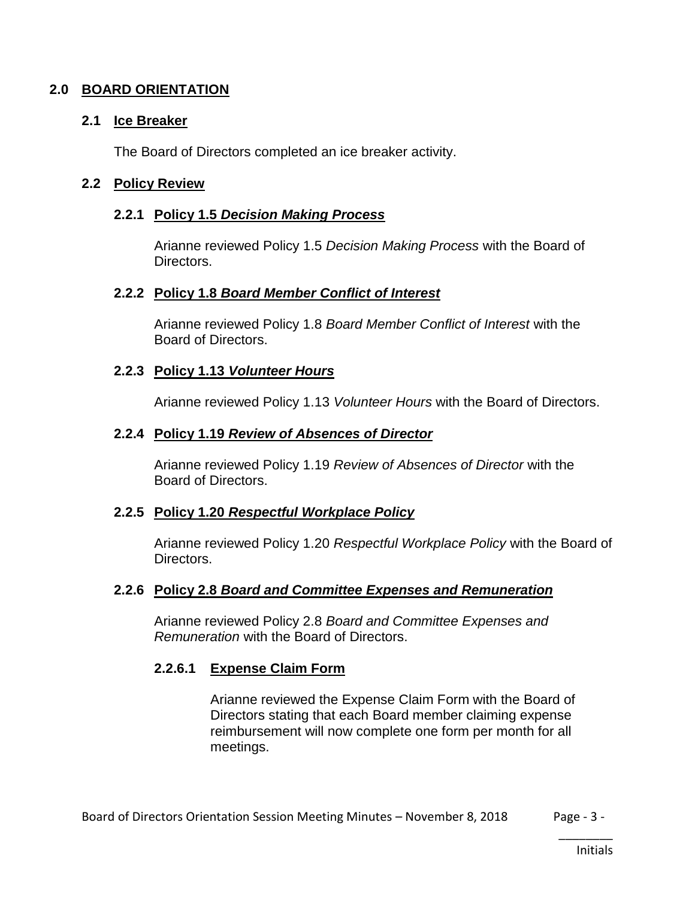## 2.0 BOARD ORIENTATION

### 2.1 Ice Breaker

The Board of Directors completed an ice breaker activity.

### 2.2 Policy Review

#### 2.2.1 Policy 1.5 *Decision Making Process*

Arianne reviewed Policy 1.5 *Decision Making Process* with the Board of Directors.

#### 2.2.2 Policy 1.8 *Board Member Conflict of Interest*

Arianne reviewed Policy 1.8 *Board Member Conflict of Interest* with the Board of Directors.

#### 2.2.3 Policy 1.13 *Volunteer Hours*

Arianne reviewed Policy 1.13 *Volunteer Hours* with the Board of Directors.

#### 2.2.4 Policy 1.19 *Review of Absences of Director*

Arianne reviewed Policy 1.19 *Review of Absences of Director* with the Board of Directors.

#### 2.2.5 Policy 1.20 *Respectful Workplace Policy*

Arianne reviewed Policy 1.20 *Respectful Workplace Policy* with the Board of Directors.

#### 2.2.6 Policy 2.8 *Board and Committee Expenses and Remuneration*

Arianne reviewed Policy 2.8 *Board and Committee Expenses and Remuneration* with the Board of Directors.

##### 2.2.6.1 Expense Claim Form

Arianne reviewed the Expense Claim Form with the Board of Directors stating that each Board member claiming expense reimbursement will now complete one form per month for all meetings.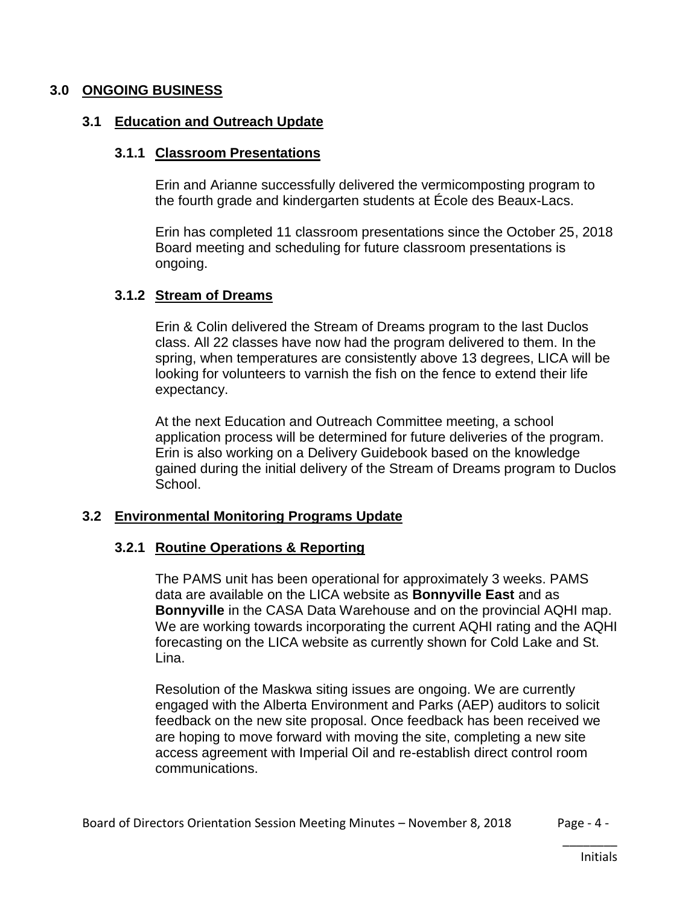## 3.0 ONGOING BUSINESS

### 3.1 Education and Outreach Update

#### 3.1.1 Classroom Presentations

Erin and Arianne successfully delivered the vermicomposting program to the fourth grade and kindergarten students at École des Beaux-Lacs.

Erin has completed 11 classroom presentations since the October 25, 2018 Board meeting and scheduling for future classroom presentations is ongoing.

#### 3.1.2 Stream of Dreams

Erin & Colin delivered the Stream of Dreams program to the last Duclos class. All 22 classes have now had the program delivered to them. In the spring, when temperatures are consistently above 13 degrees, LICA will be looking for volunteers to varnish the fish on the fence to extend their life expectancy.

At the next Education and Outreach Committee meeting, a school application process will be determined for future deliveries of the program. Erin is also working on a Delivery Guidebook based on the knowledge gained during the initial delivery of the Stream of Dreams program to Duclos School.

### 3.2 Environmental Monitoring Programs Update

#### 3.2.1 Routine Operations & Reporting

The PAMS unit has been operational for approximately 3 weeks. PAMS data are available on the LICA website as **Bonnyville East** and as **Bonnyville** in the CASA Data Warehouse and on the provincial AQHI map. We are working towards incorporating the current AQHI rating and the AQHI forecasting on the LICA website as currently shown for Cold Lake and St. Lina.

Resolution of the Maskwa siting issues are ongoing. We are currently engaged with the Alberta Environment and Parks (AEP) auditors to solicit feedback on the new site proposal. Once feedback has been received we are hoping to move forward with moving the site, completing a new site access agreement with Imperial Oil and re-establish direct control room communications.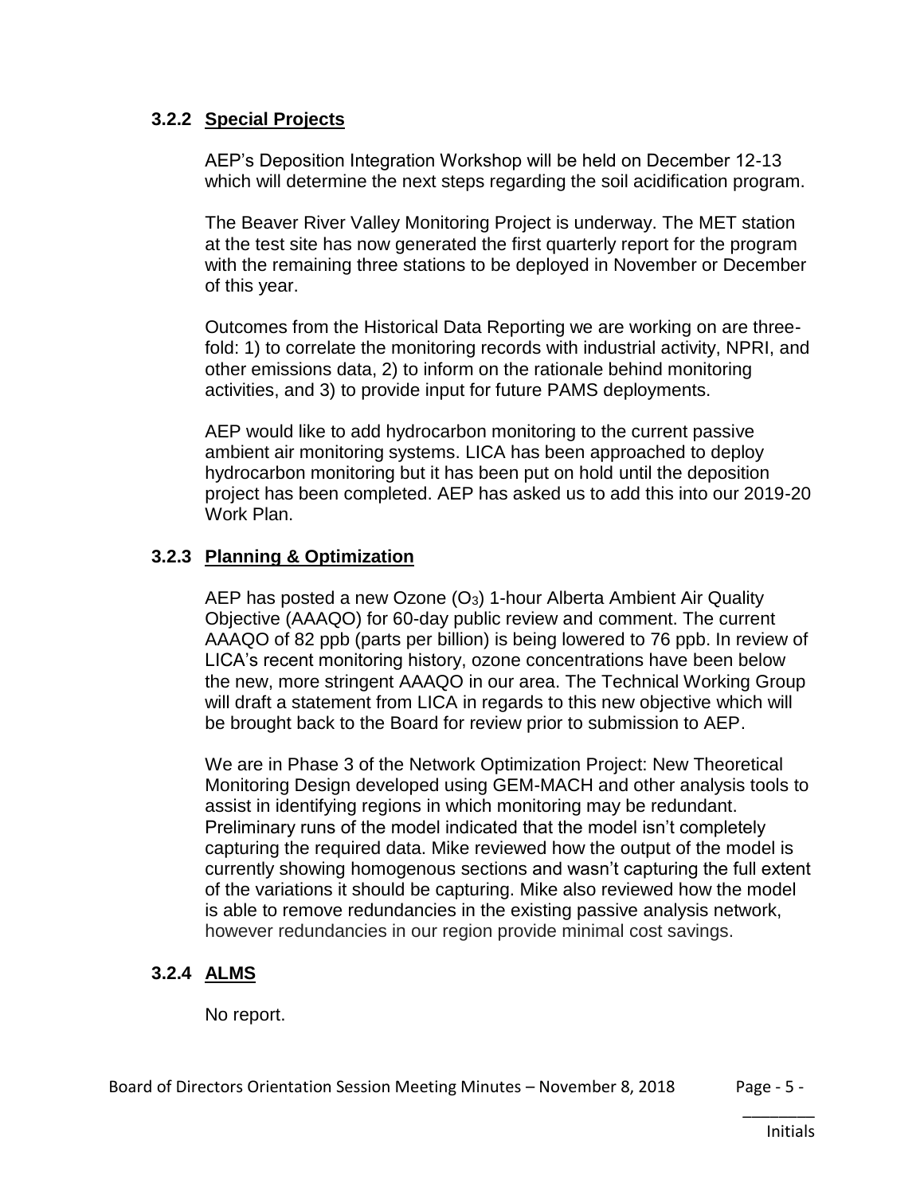### 3.2.2 Special Projects

AEP's Deposition Integration Workshop will be held on December 12-13 which will determine the next steps regarding the soil acidification program.

The Beaver River Valley Monitoring Project is underway. The MET station at the test site has now generated the first quarterly report for the program with the remaining three stations to be deployed in November or December of this year.

Outcomes from the Historical Data Reporting we are working on are three-fold: 1) to correlate the monitoring records with industrial activity, NPRI, and other emissions data, 2) to inform on the rationale behind monitoring activities, and 3) to provide input for future PAMS deployments.

AEP would like to add hydrocarbon monitoring to the current passive ambient air monitoring systems. LICA has been approached to deploy hydrocarbon monitoring but it has been put on hold until the deposition project has been completed. AEP has asked us to add this into our 2019-20 Work Plan.

### 3.2.3 Planning & Optimization

AEP has posted a new Ozone ($O_3$) 1-hour Alberta Ambient Air Quality Objective (AAAQO) for 60-day public review and comment. The current AAAQO of 82 ppb (parts per billion) is being lowered to 76 ppb. In review of LICA's recent monitoring history, ozone concentrations have been below the new, more stringent AAAQO in our area. The Technical Working Group will draft a statement from LICA in regards to this new objective which will be brought back to the Board for review prior to submission to AEP.

We are in Phase 3 of the Network Optimization Project: New Theoretical Monitoring Design developed using GEM-MACH and other analysis tools to assist in identifying regions in which monitoring may be redundant. Preliminary runs of the model indicated that the model isn't completely capturing the required data. Mike reviewed how the output of the model is currently showing homogenous sections and wasn't capturing the full extent of the variations it should be capturing. Mike also reviewed how the model is able to remove redundancies in the existing passive analysis network, however redundancies in our region provide minimal cost savings.

### 3.2.4 ALMS

No report.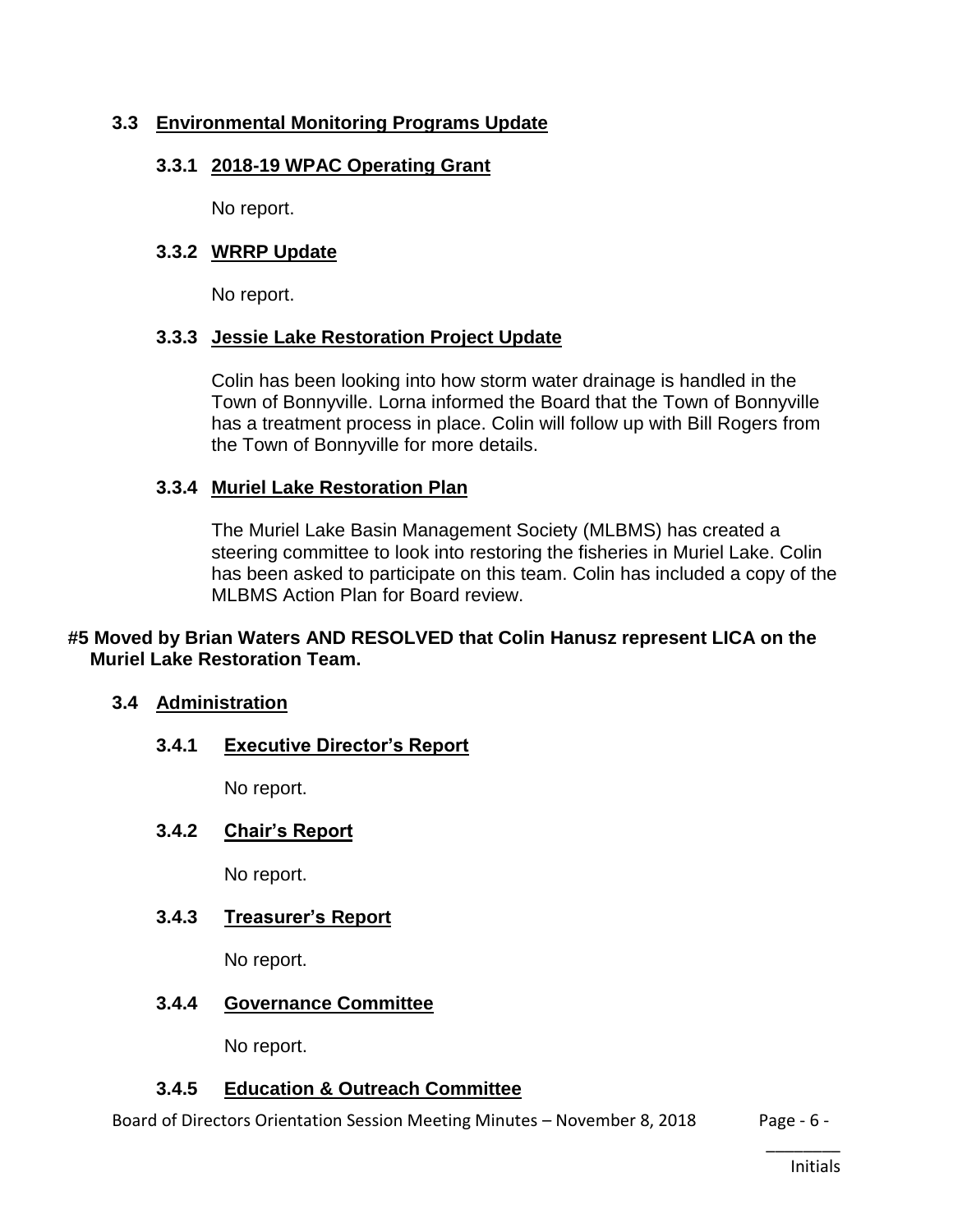## 3.3 Environmental Monitoring Programs Update

### 3.3.1 2018-19 WPAC Operating Grant

No report.

### 3.3.2 WRRP Update

No report.

### 3.3.3 Jessie Lake Restoration Project Update

Colin has been looking into how storm water drainage is handled in the Town of Bonnyville. Lorna informed the Board that the Town of Bonnyville has a treatment process in place. Colin will follow up with Bill Rogers from the Town of Bonnyville for more details.

### 3.3.4 Muriel Lake Restoration Plan

The Muriel Lake Basin Management Society (MLBMS) has created a steering committee to look into restoring the fisheries in Muriel Lake. Colin has been asked to participate on this team. Colin has included a copy of the MLBMS Action Plan for Board review.

**#5 Moved by Brian Waters AND RESOLVED that Colin Hanusz represent LICA on the Muriel Lake Restoration Team.**

## 3.4 Administration

### 3.4.1 Executive Director's Report

No report.

### 3.4.2 Chair's Report

No report.

### 3.4.3 Treasurer's Report

No report.

### 3.4.4 Governance Committee

No report.

### 3.4.5 Education & Outreach Committee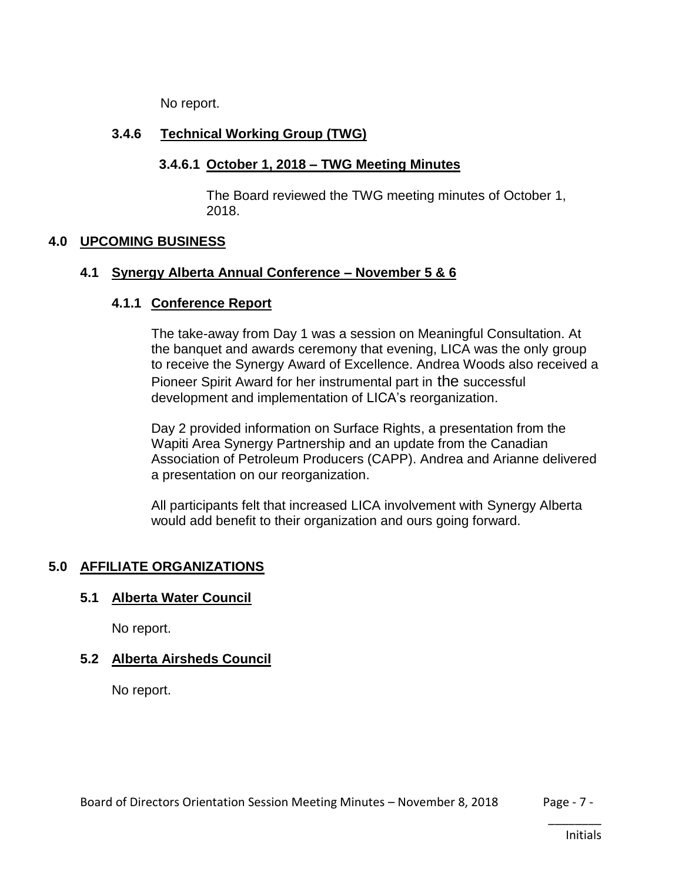No report.

#### 3.4.6 Technical Working Group (TWG)

##### 3.4.6.1 October 1, 2018 – TWG Meeting Minutes

The Board reviewed the TWG meeting minutes of October 1, 2018.

## 4.0 UPCOMING BUSINESS

### 4.1 Synergy Alberta Annual Conference – November 5 & 6

#### 4.1.1 Conference Report

The take-away from Day 1 was a session on Meaningful Consultation. At the banquet and awards ceremony that evening, LICA was the only group to receive the Synergy Award of Excellence. Andrea Woods also received a Pioneer Spirit Award for her instrumental part in the successful development and implementation of LICA's reorganization.

Day 2 provided information on Surface Rights, a presentation from the Wapiti Area Synergy Partnership and an update from the Canadian Association of Petroleum Producers (CAPP). Andrea and Arianne delivered a presentation on our reorganization.

All participants felt that increased LICA involvement with Synergy Alberta would add benefit to their organization and ours going forward.

## 5.0 AFFILIATE ORGANIZATIONS

### 5.1 Alberta Water Council

No report.

### 5.2 Alberta Airsheds Council

No report.

________
Initials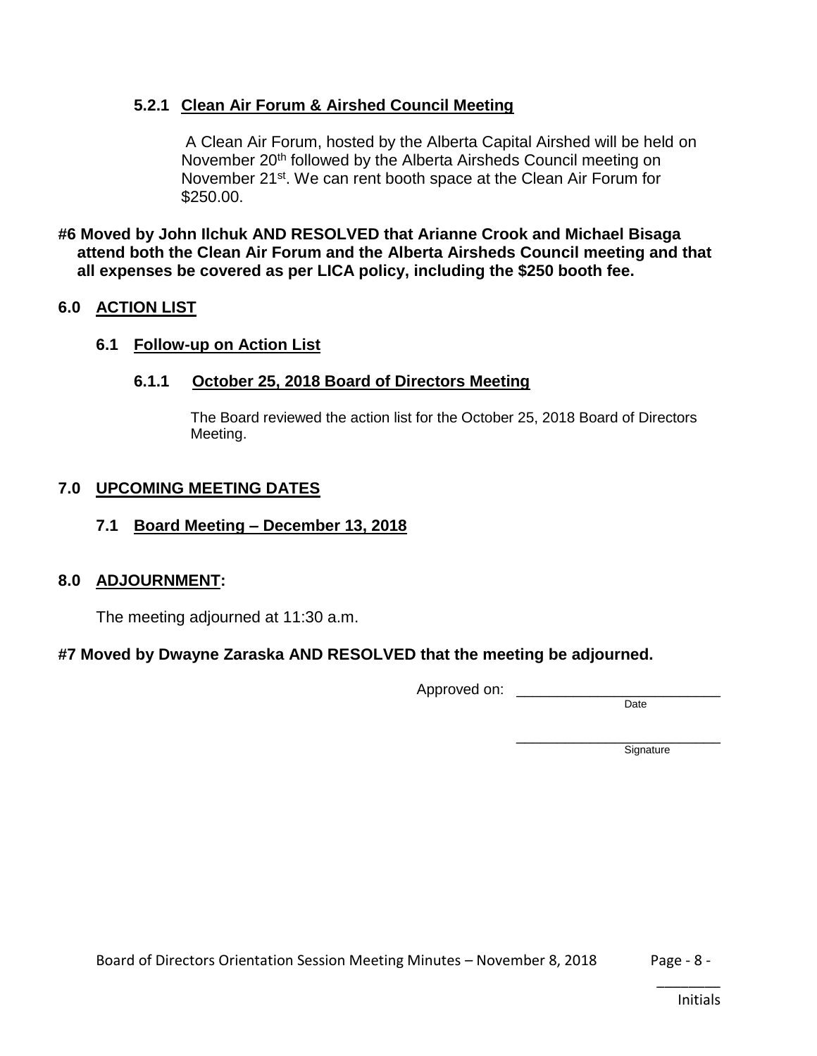### 5.2.1 Clean Air Forum & Airshed Council Meeting

A Clean Air Forum, hosted by the Alberta Capital Airshed will be held on November 20th followed by the Alberta Airsheds Council meeting on November 21st. We can rent booth space at the Clean Air Forum for $250.00.

**#6 Moved by John Ilchuk AND RESOLVED that Arianne Crook and Michael Bisaga attend both the Clean Air Forum and the Alberta Airsheds Council meeting and that all expenses be covered as per LICA policy, including the $250 booth fee.**

## 6.0 ACTION LIST

### 6.1 Follow-up on Action List

#### 6.1.1 October 25, 2018 Board of Directors Meeting

The Board reviewed the action list for the October 25, 2018 Board of Directors Meeting.

## 7.0 UPCOMING MEETING DATES

### 7.1 Board Meeting – December 13, 2018

## 8.0 ADJOURNMENT:

The meeting adjourned at 11:30 a.m.

**#7 Moved by Dwayne Zaraska AND RESOLVED that the meeting be adjourned.**

Approved on: ________________________
Date

________________________
Signature

________
Initials